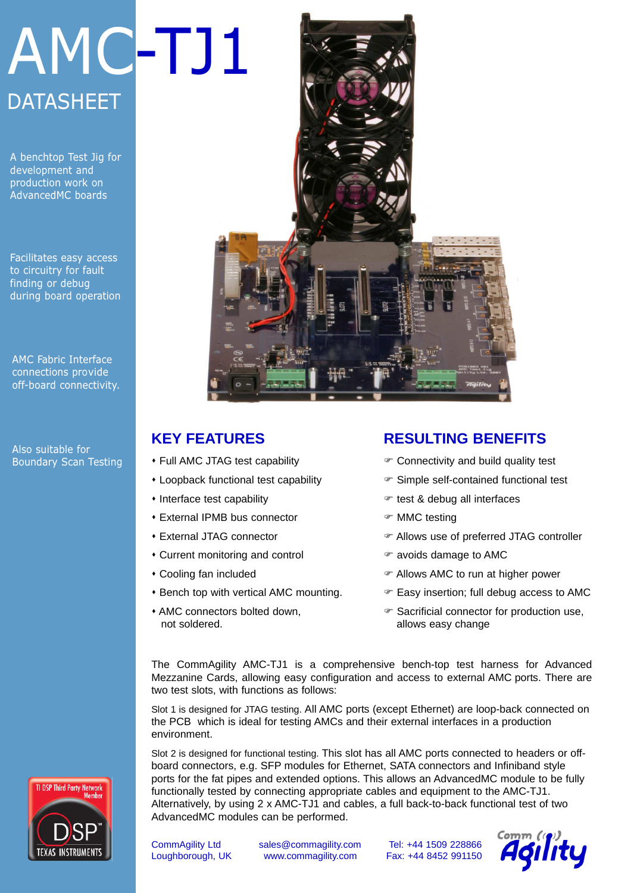# AMC-TJ1

## DATASHEET

A benchtop Test Jig for development and production work on AdvancedMC boards

Facilitates easy access to circuitry for fault finding or debug during board operation

AMC Fabric Interface connections provide off-board connectivity.

Also suitable for Boundary Scan Testing

## KEY FEATURES

- Full AMC JTAG test capability
- Loopback functional test capability
- Interface test capability
- External IPMB bus connector
- External JTAG connector
- Current monitoring and control
- Cooling fan included
- Bench top with vertical AMC mounting.
- AMC connectors bolted down, not soldered.

## RESULTING BENEFITS

- Connectivity and build quality test
- Simple self-contained functional test
- test & debug all interfaces
- MMC testing
- Allows use of preferred JTAG controller
- avoids damage to AMC
- Allows AMC to run at higher power
- Easy insertion; full debug access to AMC
- Sacrificial connector for production use, allows easy change

The CommAgility AMC-TJ1 is a comprehensive bench-top test harness for Advanced Mezzanine Cards, allowing easy configuration and access to external AMC ports. There are two test slots, with functions as follows:

Slot 1 is designed for JTAG testing. All AMC ports (except Ethernet) are loop-back connected on the PCB which is ideal for testing AMCs and their external interfaces in a production environment.

Slot 2 is designed for functional testing. This slot has all AMC ports connected to headers or off-board connectors, e.g. SFP modules for Ethernet, SATA connectors and Infiniband style ports for the fat pipes and extended options. This allows an AdvancedMC module to be fully functionally tested by connecting appropriate cables and equipment to the AMC-TJ1. Alternatively, by using 2 x AMC-TJ1 and cables, a full back-to-back functional test of two AdvancedMC modules can be performed.

TI DSP Third Party Network Member — DSP TEXAS INSTRUMENTS

CommAgility Ltd
Loughborough, UK

sales@commagility.com
www.commagility.com

Tel: +44 1509 228866
Fax: +44 8452 991150

CommAgility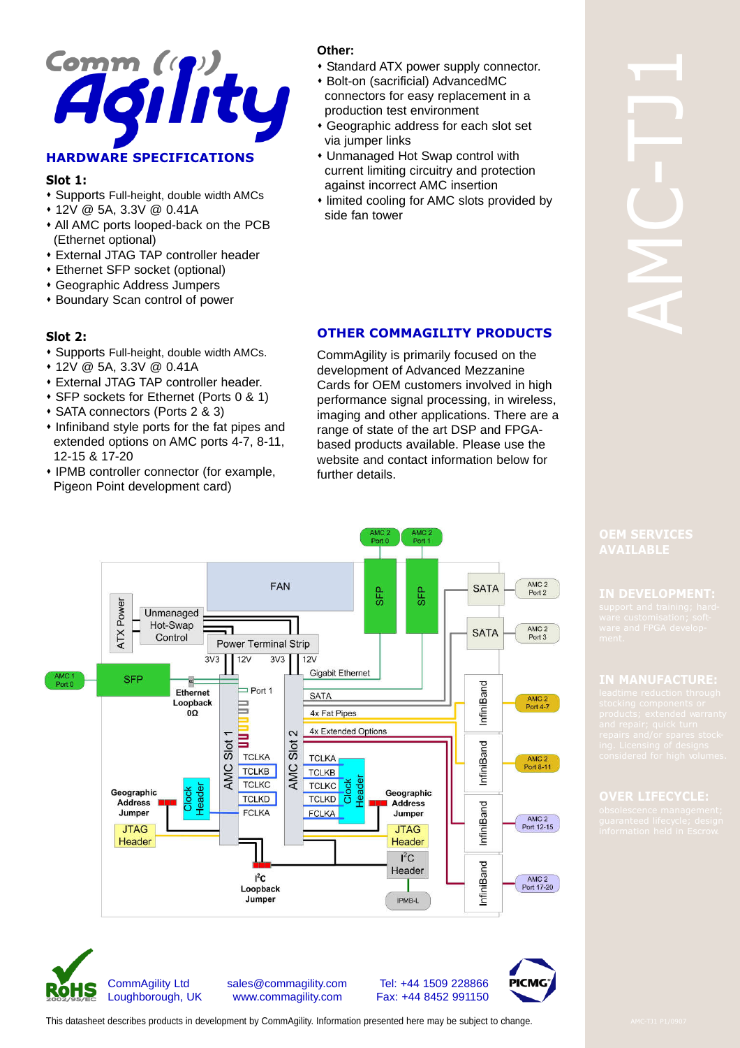# HARDWARE SPECIFICATIONS

## Slot 1:

- Supports Full-height, double width AMCs
- 12V @ 5A, 3.3V @ 0.41A
- All AMC ports looped-back on the PCB (Ethernet optional)
- External JTAG TAP controller header
- Ethernet SFP socket (optional)
- Geographic Address Jumpers
- Boundary Scan control of power

## Slot 2:

- Supports Full-height, double width AMCs.
- 12V @ 5A, 3.3V @ 0.41A
- External JTAG TAP controller header.
- SFP sockets for Ethernet (Ports 0 & 1)
- SATA connectors (Ports 2 & 3)
- Infiniband style ports for the fat pipes and extended options on AMC ports 4-7, 8-11, 12-15 & 17-20
- IPMB controller connector (for example, Pigeon Point development card)

## Other:

- Standard ATX power supply connector.
- Bolt-on (sacrificial) AdvancedMC connectors for easy replacement in a production test environment
- Geographic address for each slot set via jumper links
- Unmanaged Hot Swap control with current limiting circuitry and protection against incorrect AMC insertion
- limited cooling for AMC slots provided by side fan tower

# OTHER COMMAGILITY PRODUCTS

CommAgility is primarily focused on the development of Advanced Mezzanine Cards for OEM customers involved in high performance signal processing, in wireless, imaging and other applications. There are a range of state of the art DSP and FPGA-based products available. Please use the website and contact information below for further details.

FAN
ATX Power
Unmanaged Hot-Swap Control
Power Terminal Strip
3V3 12V 3V3 12V
AMC 1 Port 0
SFP
Ethernet Loopback 0Ω
Port 1
AMC Slot 1
AMC Slot 2
TCLKA TCLKB TCLKC TCLKD FCLKA
Geographic Address Jumper
Clock Header
JTAG Header
$I^2C$ Loopback Jumper
AMC 2 Port 0
AMC 2 Port 1
SFP
SFP
SATA
SATA
AMC 2 Port 2
AMC 2 Port 3
Gigabit Ethernet
SATA
4x Fat Pipes
4x Extended Options
InfiniBand
AMC 2 Port 4-7
AMC 2 Port 8-11
AMC 2 Port 12-15
AMC 2 Port 17-20
$I^2C$ Header
IPMB-L

AMC-TJ1

OEM SERVICES AVAILABLE

IN DEVELOPMENT: support and training; hardware customisation; software and FPGA development.

IN MANUFACTURE: leadtime reduction through stocking components or products; extended warranty and repair; quick turn repairs and/or spares stocking. Licensing of designs considered for high volumes.

OVER LIFECYCLE: obsolescence management; guaranteed lifecycle; design information held in Escrow.

RoHS 2002/95/EC

CommAgility Ltd
Loughborough, UK

sales@commagility.com
www.commagility.com

Tel: +44 1509 228866
Fax: +44 8452 991150

PICMG

This datasheet describes products in development by CommAgility. Information presented here may be subject to change.